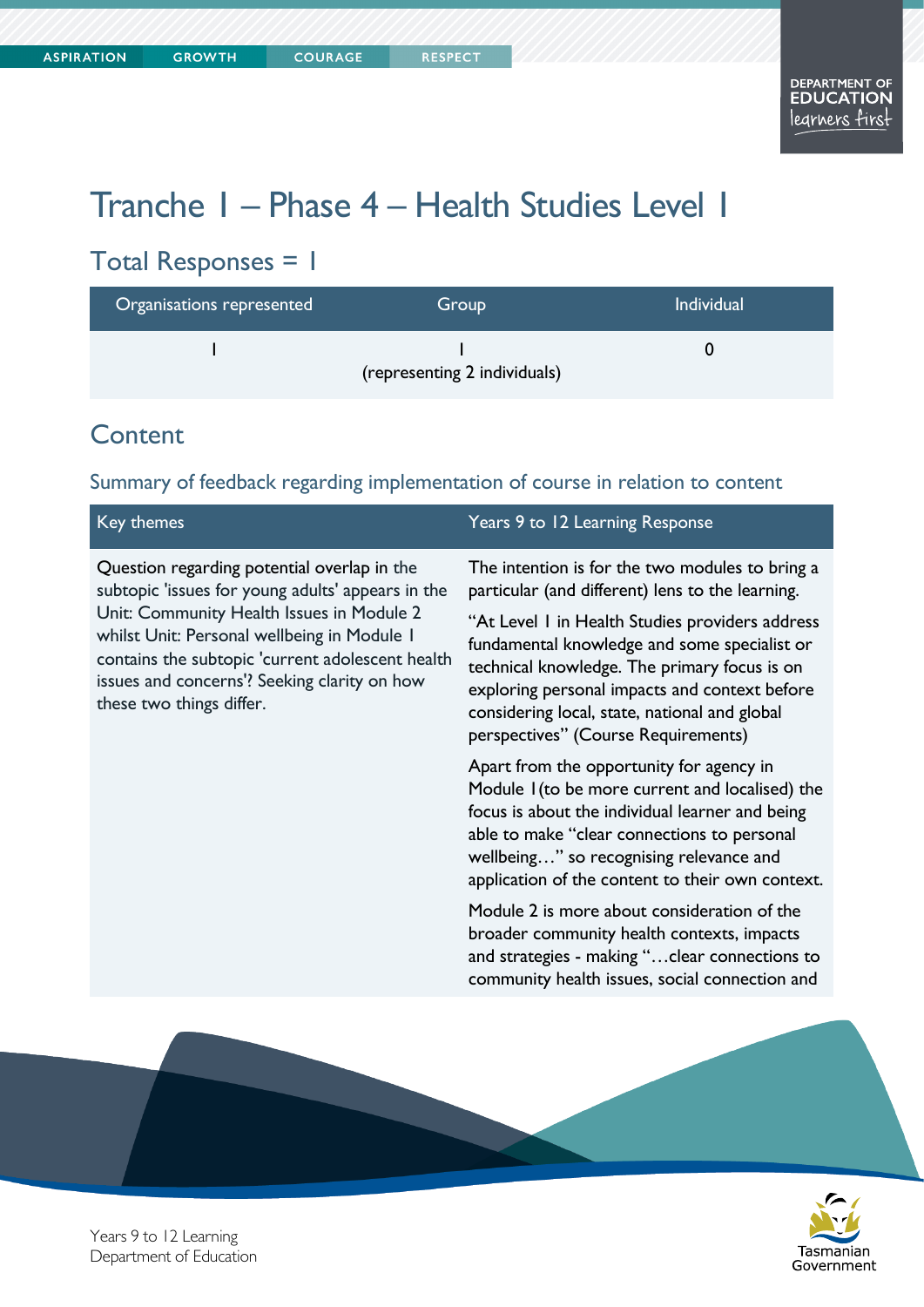# Tranche 1 – Phase 4 – Health Studies Level 1

## Total Responses = 1

| Organisations represented | Group | Individual |
|---|---|---|
| 1 | 1 (representing 2 individuals) | 0 |

## Content

### Summary of feedback regarding implementation of course in relation to content

| Key themes | Years 9 to 12 Learning Response |
|---|---|
| Question regarding potential overlap in the subtopic 'issues for young adults' appears in the Unit: Community Health Issues in Module 2 whilst Unit: Personal wellbeing in Module 1 contains the subtopic 'current adolescent health issues and concerns'? Seeking clarity on how these two things differ. | The intention is for the two modules to bring a particular (and different) lens to the learning. <br><br> "At Level 1 in Health Studies providers address fundamental knowledge and some specialist or technical knowledge. The primary focus is on exploring personal impacts and context before considering local, state, national and global perspectives" (Course Requirements) <br><br> Apart from the opportunity for agency in Module 1(to be more current and localised) the focus is about the individual learner and being able to make "clear connections to personal wellbeing…" so recognising relevance and application of the content to their own context. <br><br> Module 2 is more about consideration of the broader community health contexts, impacts and strategies - making "…clear connections to community health issues, social connection and |

Years 9 to 12 Learning
Department of Education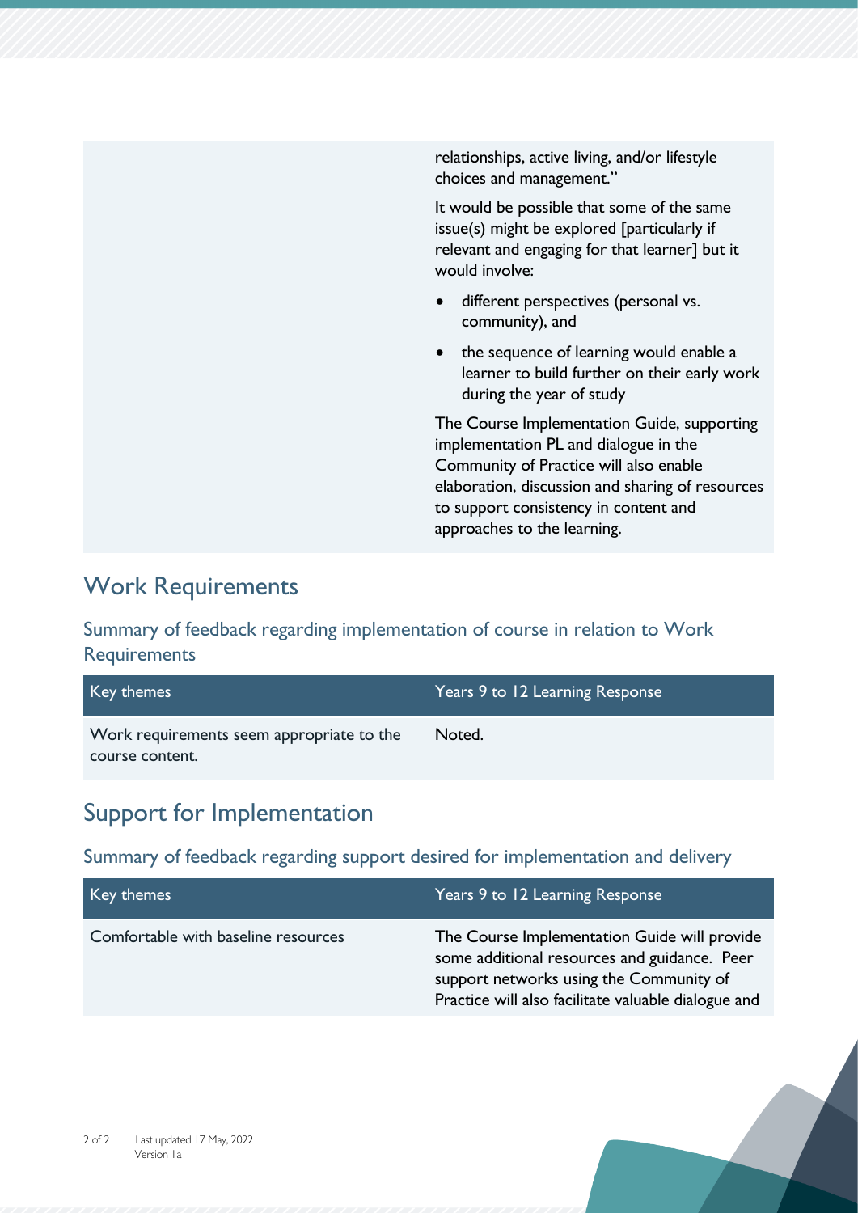| | |
|---|---|
| | relationships, active living, and/or lifestyle choices and management."<br><br>It would be possible that some of the same issue(s) might be explored [particularly if relevant and engaging for that learner] but it would involve:<br><br>• different perspectives (personal vs. community), and<br>• the sequence of learning would enable a learner to build further on their early work during the year of study<br><br>The Course Implementation Guide, supporting implementation PL and dialogue in the Community of Practice will also enable elaboration, discussion and sharing of resources to support consistency in content and approaches to the learning. |

## Work Requirements

### Summary of feedback regarding implementation of course in relation to Work Requirements

| Key themes | Years 9 to 12 Learning Response |
|---|---|
| Work requirements seem appropriate to the course content. | Noted. |

## Support for Implementation

### Summary of feedback regarding support desired for implementation and delivery

| Key themes | Years 9 to 12 Learning Response |
|---|---|
| Comfortable with baseline resources | The Course Implementation Guide will provide some additional resources and guidance. Peer support networks using the Community of Practice will also facilitate valuable dialogue and |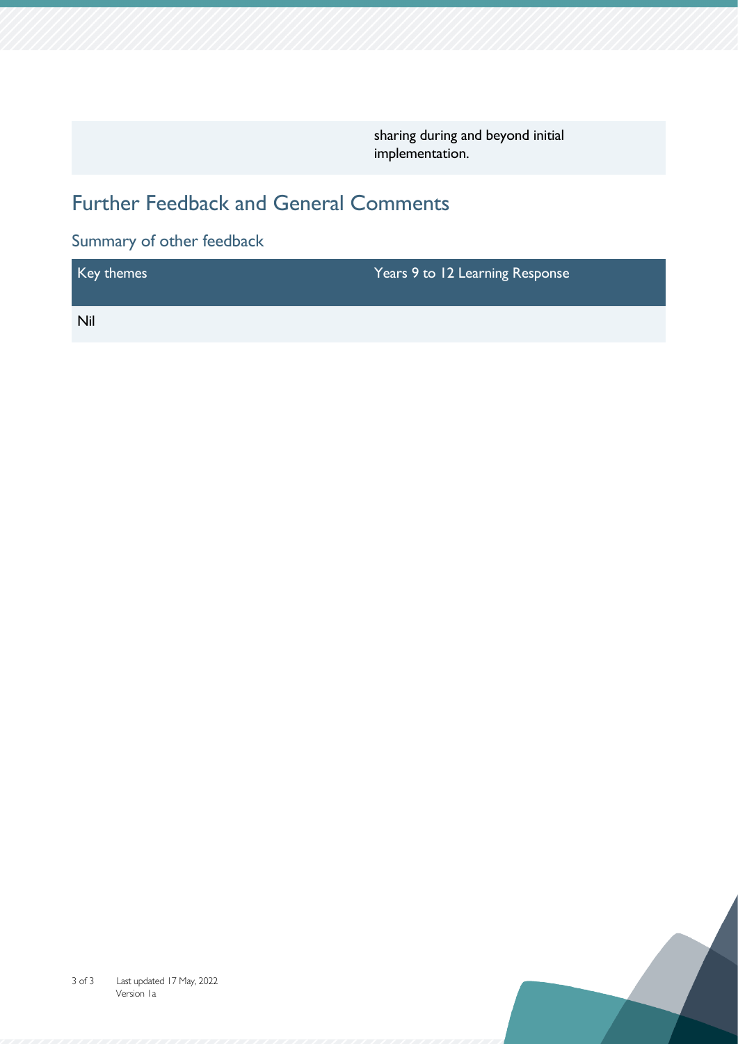| | |
|---|---|
| | sharing during and beyond initial implementation. |

## Further Feedback and General Comments

### Summary of other feedback

| Key themes | Years 9 to 12 Learning Response |
|---|---|
| Nil | |

Last updated 17 May, 2022
Version 1a